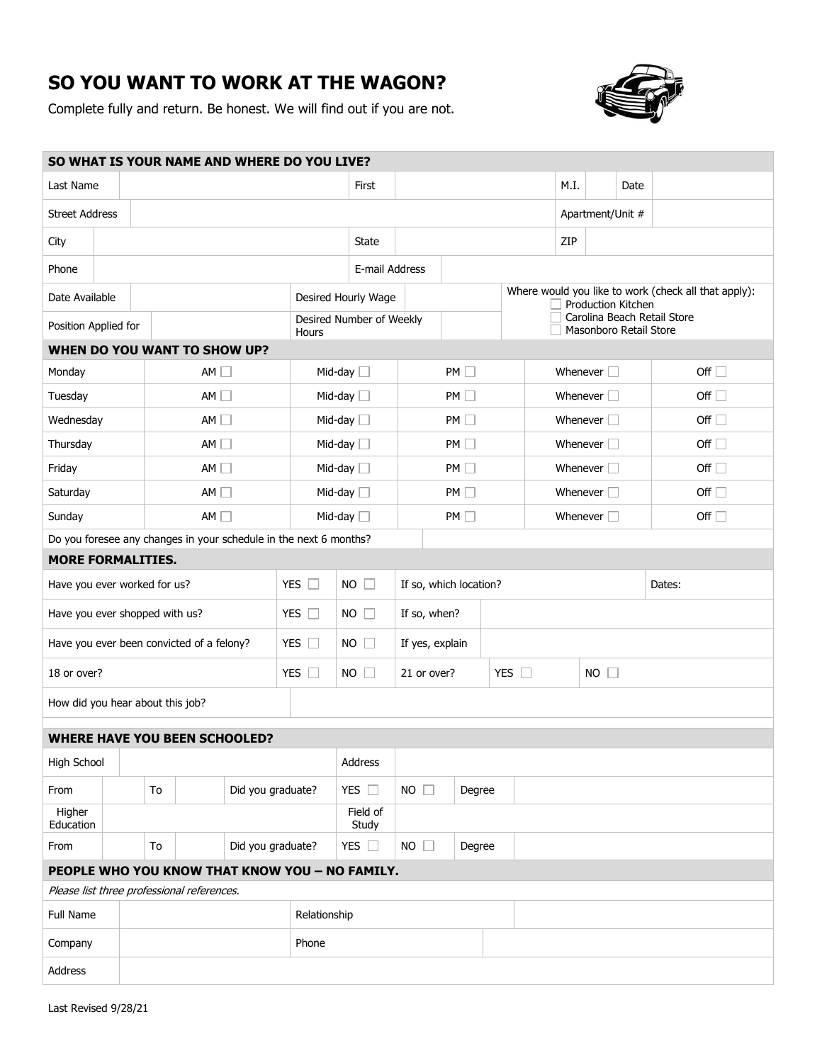# SO YOU WANT TO WORK AT THE WAGON?

Complete fully and return. Be honest. We will find out if you are not.

## SO WHAT IS YOUR NAME AND WHERE DO YOU LIVE?

| Last Name | | First | | M.I. | | Date | |
|---|---|---|---|---|---|---|---|
| Street Address | | | | Apartment/Unit # | | | |
| City | | State | | ZIP | | | |
| Phone | | E-mail Address | | | | | |

| Date Available | | Desired Hourly Wage | | Where would you like to work (check all that apply): ☐ Production Kitchen ☐ Carolina Beach Retail Store ☐ Masonboro Retail Store |
|---|---|---|---|---|
| Position Applied for | | Desired Number of Weekly Hours | | |

## WHEN DO YOU WANT TO SHOW UP?

| Day | | | | | |
|---|---|---|---|---|---|
| Monday | AM ☐ | Mid-day ☐ | PM ☐ | Whenever ☐ | Off ☐ |
| Tuesday | AM ☐ | Mid-day ☐ | PM ☐ | Whenever ☐ | Off ☐ |
| Wednesday | AM ☐ | Mid-day ☐ | PM ☐ | Whenever ☐ | Off ☐ |
| Thursday | AM ☐ | Mid-day ☐ | PM ☐ | Whenever ☐ | Off ☐ |
| Friday | AM ☐ | Mid-day ☐ | PM ☐ | Whenever ☐ | Off ☐ |
| Saturday | AM ☐ | Mid-day ☐ | PM ☐ | Whenever ☐ | Off ☐ |
| Sunday | AM ☐ | Mid-day ☐ | PM ☐ | Whenever ☐ | Off ☐ |

Do you foresee any changes in your schedule in the next 6 months?

## MORE FORMALITIES.

| Question | | | | | | |
|---|---|---|---|---|---|---|
| Have you ever worked for us? | YES ☐ | NO ☐ | If so, which location? | | Dates: | |
| Have you ever shopped with us? | YES ☐ | NO ☐ | If so, when? | | | |
| Have you ever been convicted of a felony? | YES ☐ | NO ☐ | If yes, explain | | | |
| 18 or over? | YES ☐ | NO ☐ | 21 or over? | YES ☐ | NO ☐ | |
| How did you hear about this job? | | | | | | |

## WHERE HAVE YOU BEEN SCHOOLED?

| High School | | | | Address | | | |
|---|---|---|---|---|---|---|---|
| From | | To | | Did you graduate? | YES ☐ | NO ☐ | Degree |
| Higher Education | | | | Field of Study | | | |
| From | | To | | Did you graduate? | YES ☐ | NO ☐ | Degree |

## PEOPLE WHO YOU KNOW THAT KNOW YOU – NO FAMILY.

*Please list three professional references.*

| Full Name | | Relationship | |
|---|---|---|---|
| Company | | Phone | |
| Address | | | |

Last Revised 9/28/21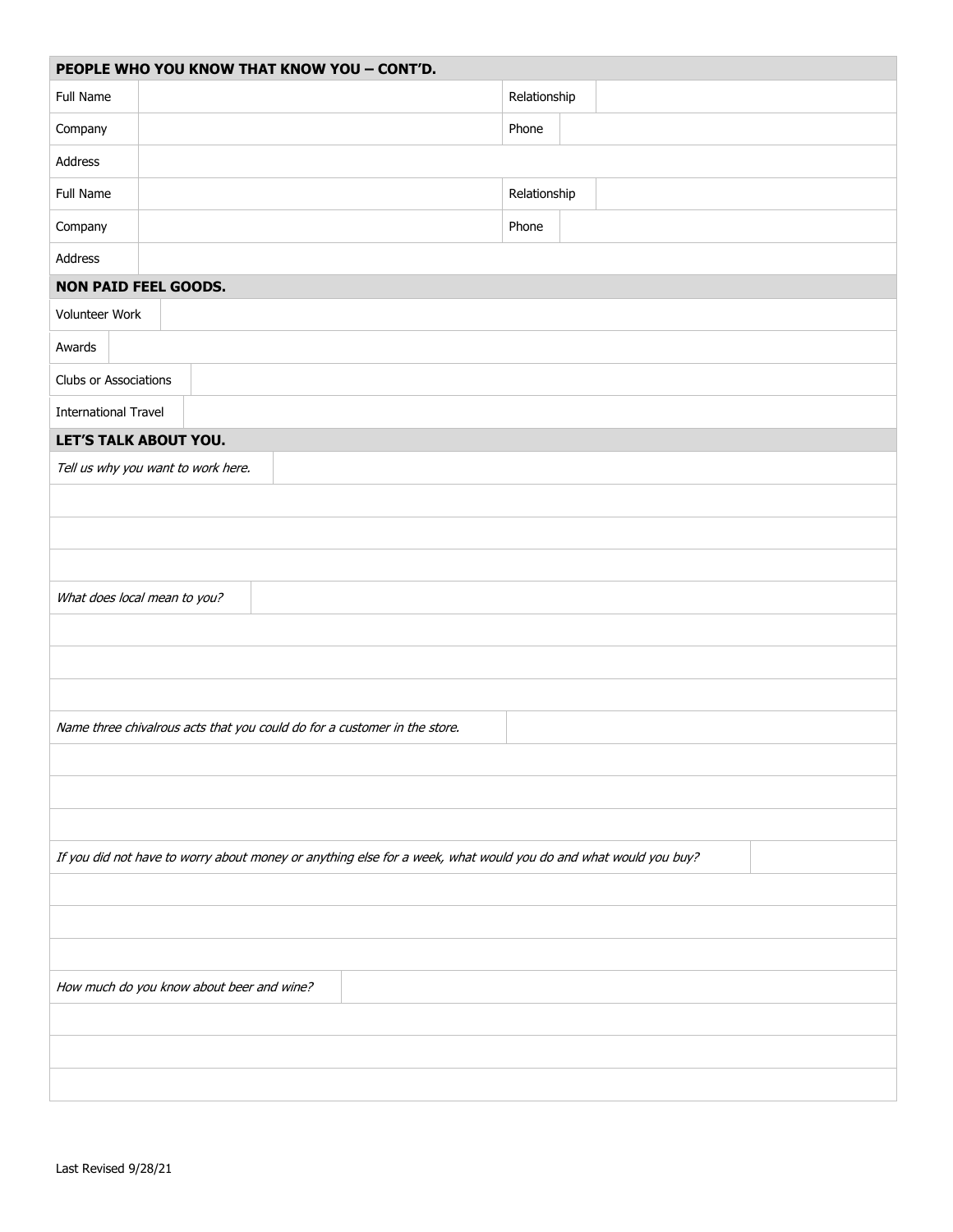## PEOPLE WHO YOU KNOW THAT KNOW YOU – CONT'D.

| | | | |
|---|---|---|---|
| Full Name | | Relationship | |
| Company | | Phone | |
| Address | | | |
| Full Name | | Relationship | |
| Company | | Phone | |
| Address | | | |

## NON PAID FEEL GOODS.

| | |
|---|---|
| Volunteer Work | |
| Awards | |
| Clubs or Associations | |
| International Travel | |

## LET'S TALK ABOUT YOU.

*Tell us why you want to work here.*

*What does local mean to you?*

*Name three chivalrous acts that you could do for a customer in the store.*

*If you did not have to worry about money or anything else for a week, what would you do and what would you buy?*

*How much do you know about beer and wine?*

Last Revised 9/28/21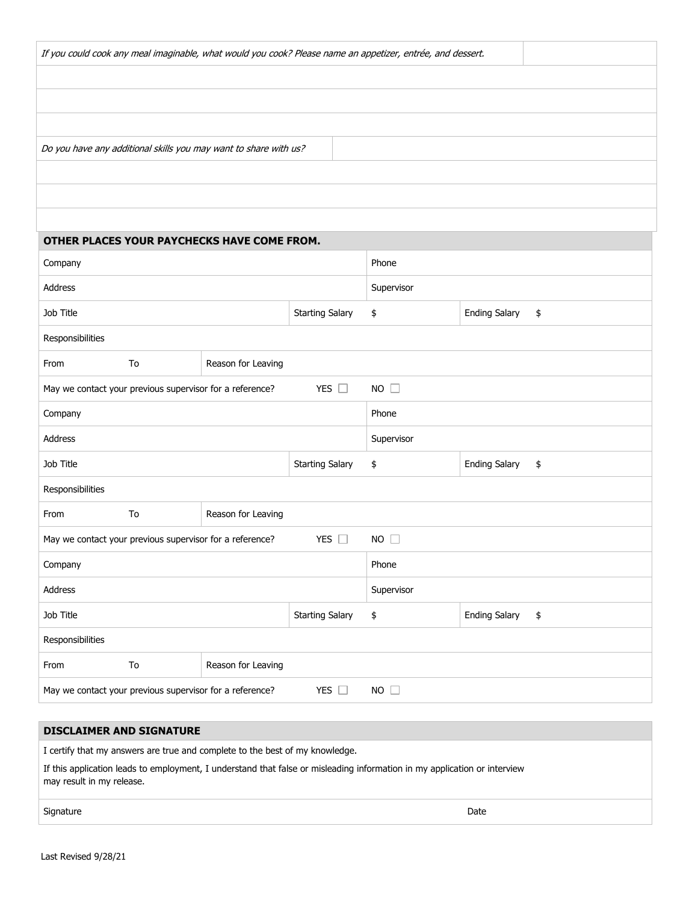*If you could cook any meal imaginable, what would you cook? Please name an appetizer, entrée, and dessert.*

*Do you have any additional skills you may want to share with us?*

## OTHER PLACES YOUR PAYCHECKS HAVE COME FROM.

| | | | | | |
|---|---|---|---|---|---|
| Company | | | Phone | | |
| Address | | | Supervisor | | |
| Job Title | | Starting Salary | $ | Ending Salary | $ |
| Responsibilities | | | | | |
| From / To | Reason for Leaving | | | | |
| May we contact your previous supervisor for a reference? | | YES ☐ | NO ☐ | | |
| Company | | | Phone | | |
| Address | | | Supervisor | | |
| Job Title | | Starting Salary | $ | Ending Salary | $ |
| Responsibilities | | | | | |
| From / To | Reason for Leaving | | | | |
| May we contact your previous supervisor for a reference? | | YES ☐ | NO ☐ | | |
| Company | | | Phone | | |
| Address | | | Supervisor | | |
| Job Title | | Starting Salary | $ | Ending Salary | $ |
| Responsibilities | | | | | |
| From / To | Reason for Leaving | | | | |
| May we contact your previous supervisor for a reference? | | YES ☐ | NO ☐ | | |

## DISCLAIMER AND SIGNATURE

I certify that my answers are true and complete to the best of my knowledge.

If this application leads to employment, I understand that false or misleading information in my application or interview may result in my release.

| | |
|---|---|
| Signature | Date |

Last Revised 9/28/21